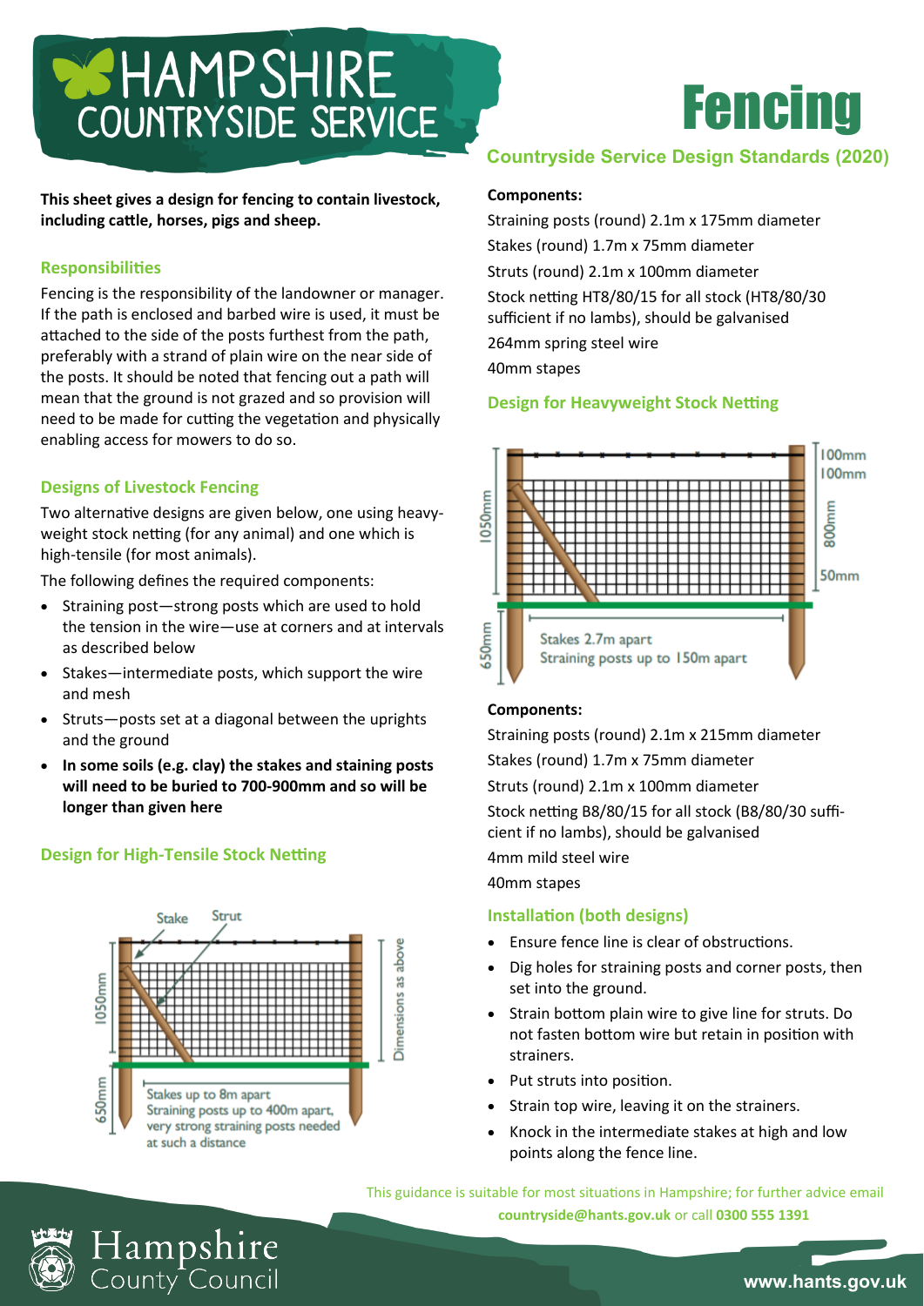# HAMPSHIRE COUNTRYSIDE SERVICE

# Fencing

## Countryside Service Design Standards (2020)

**This sheet gives a design for fencing to contain livestock, including cattle, horses, pigs and sheep.**

### Responsibilities

Fencing is the responsibility of the landowner or manager. If the path is enclosed and barbed wire is used, it must be attached to the side of the posts furthest from the path, preferably with a strand of plain wire on the near side of the posts. It should be noted that fencing out a path will mean that the ground is not grazed and so provision will need to be made for cutting the vegetation and physically enabling access for mowers to do so.

### Designs of Livestock Fencing

Two alternative designs are given below, one using heavy-weight stock netting (for any animal) and one which is high-tensile (for most animals).

The following defines the required components:

- Straining post—strong posts which are used to hold the tension in the wire—use at corners and at intervals as described below
- Stakes—intermediate posts, which support the wire and mesh
- Struts—posts set at a diagonal between the uprights and the ground
- **In some soils (e.g. clay) the stakes and staining posts will need to be buried to 700-900mm and so will be longer than given here**

### Design for High-Tensile Stock Netting

Stake

Strut

1050mm

650mm

Dimensions as above

Stakes up to 8m apart
Straining posts up to 400m apart, very strong straining posts needed at such a distance

**Components:**

Straining posts (round) 2.1m x 175mm diameter
Stakes (round) 1.7m x 75mm diameter
Struts (round) 2.1m x 100mm diameter
Stock netting HT8/80/15 for all stock (HT8/80/30 sufficient if no lambs), should be galvanised
264mm spring steel wire
40mm stapes

### Design for Heavyweight Stock Netting

1050mm

650mm

100mm
100mm
800mm
50mm

Stakes 2.7m apart
Straining posts up to 150m apart

**Components:**

Straining posts (round) 2.1m x 215mm diameter
Stakes (round) 1.7m x 75mm diameter
Struts (round) 2.1m x 100mm diameter
Stock netting B8/80/15 for all stock (B8/80/30 sufficient if no lambs), should be galvanised
4mm mild steel wire
40mm stapes

### Installation (both designs)

- Ensure fence line is clear of obstructions.
- Dig holes for straining posts and corner posts, then set into the ground.
- Strain bottom plain wire to give line for struts. Do not fasten bottom wire but retain in position with strainers.
- Put struts into position.
- Strain top wire, leaving it on the strainers.
- Knock in the intermediate stakes at high and low points along the fence line.

This guidance is suitable for most situations in Hampshire; for further advice email **countryside@hants.gov.uk** or call **0300 555 1391**

Hampshire County Council

www.hants.gov.uk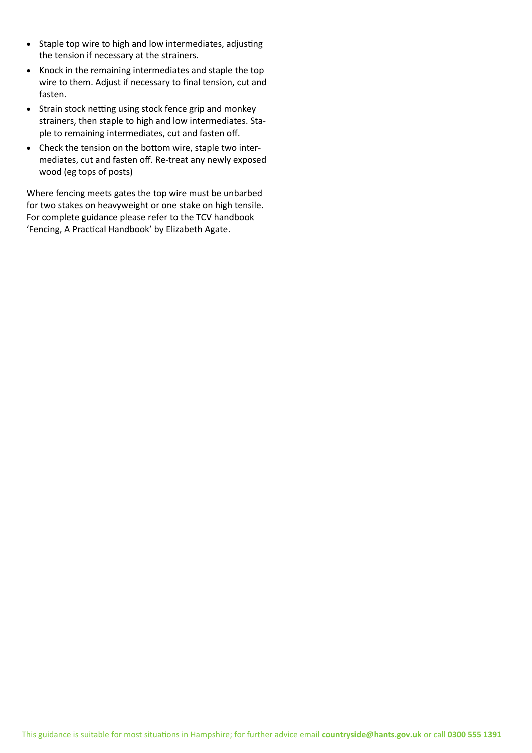- Staple top wire to high and low intermediates, adjusting the tension if necessary at the strainers.
- Knock in the remaining intermediates and staple the top wire to them. Adjust if necessary to final tension, cut and fasten.
- Strain stock netting using stock fence grip and monkey strainers, then staple to high and low intermediates. Staple to remaining intermediates, cut and fasten off.
- Check the tension on the bottom wire, staple two intermediates, cut and fasten off. Re-treat any newly exposed wood (eg tops of posts)

Where fencing meets gates the top wire must be unbarbed for two stakes on heavyweight or one stake on high tensile. For complete guidance please refer to the TCV handbook 'Fencing, A Practical Handbook' by Elizabeth Agate.

This guidance is suitable for most situations in Hampshire; for further advice email **countryside@hants.gov.uk** or call **0300 555 1391**